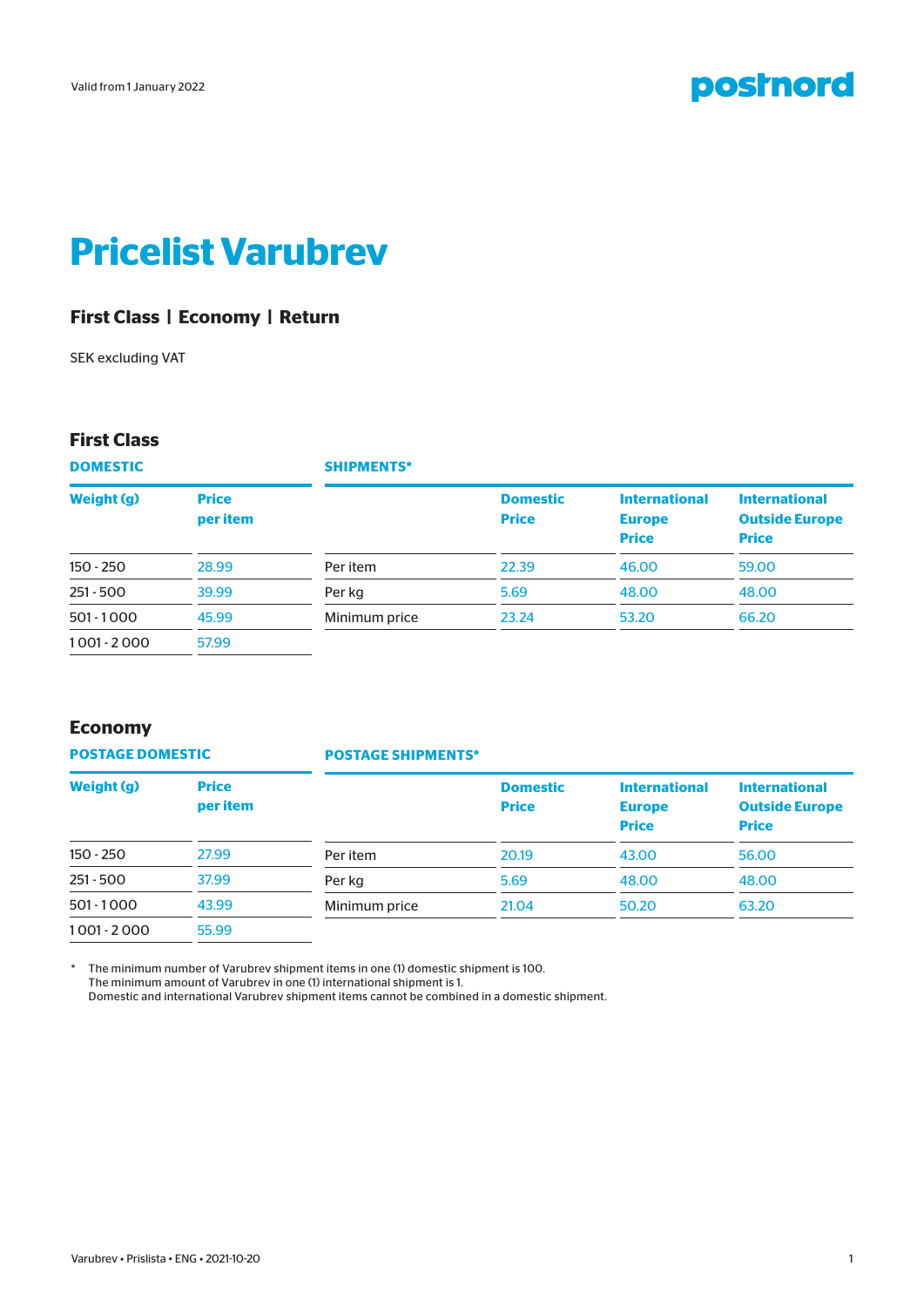Valid from 1 January 2022

postnord

# Pricelist Varubrev

**First Class | Economy | Return**

SEK excluding VAT

## First Class

### DOMESTIC

| Weight (g) | Price per item |
|---|---|
| 150 - 250 | 28.99 |
| 251 - 500 | 39.99 |
| 501 - 1 000 | 45.99 |
| 1 001 - 2 000 | 57.99 |

### SHIPMENTS*

| | Domestic Price | International Europe Price | International Outside Europe Price |
|---|---|---|---|
| Per item | 22.39 | 46.00 | 59.00 |
| Per kg | 5.69 | 48.00 | 48.00 |
| Minimum price | 23.24 | 53.20 | 66.20 |

## Economy

### POSTAGE DOMESTIC

| Weight (g) | Price per item |
|---|---|
| 150 - 250 | 27.99 |
| 251 - 500 | 37.99 |
| 501 - 1 000 | 43.99 |
| 1 001 - 2 000 | 55.99 |

### POSTAGE SHIPMENTS*

| | Domestic Price | International Europe Price | International Outside Europe Price |
|---|---|---|---|
| Per item | 20.19 | 43.00 | 56.00 |
| Per kg | 5.69 | 48.00 | 48.00 |
| Minimum price | 21.04 | 50.20 | 63.20 |

\* The minimum number of Varubrev shipment items in one (1) domestic shipment is 100.
The minimum amount of Varubrev in one (1) international shipment is 1.
Domestic and international Varubrev shipment items cannot be combined in a domestic shipment.

Varubrev • Prislista • ENG • 2021-10-20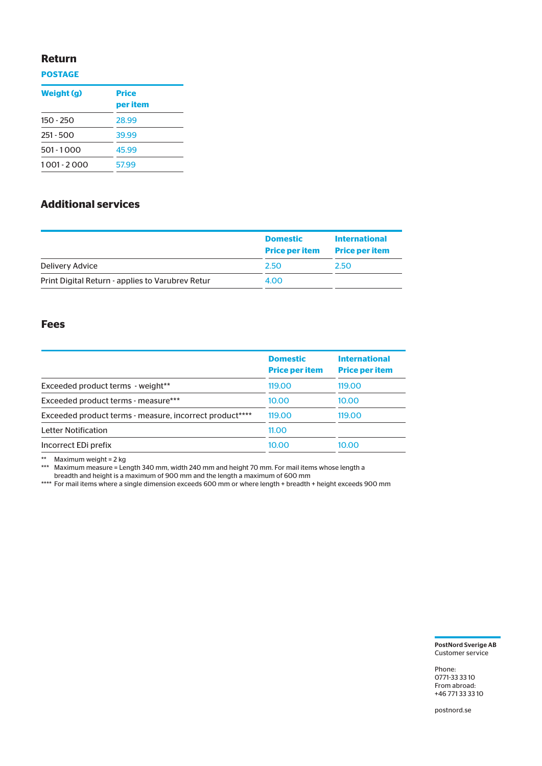## Return

**POSTAGE**

| Weight (g) | Price per item |
|---|---|
| 150 - 250 | 28.99 |
| 251 - 500 | 39.99 |
| 501 - 1 000 | 45.99 |
| 1 001 - 2 000 | 57.99 |

## Additional services

| | Domestic Price per item | International Price per item |
|---|---|---|
| Delivery Advice | 2.50 | 2.50 |
| Print Digital Return - applies to Varubrev Retur | 4.00 | |

## Fees

| | Domestic Price per item | International Price per item |
|---|---|---|
| Exceeded product terms - weight** | 119.00 | 119.00 |
| Exceeded product terms - measure*** | 10.00 | 10.00 |
| Exceeded product terms - measure, incorrect product**** | 119.00 | 119.00 |
| Letter Notification | 11.00 | |
| Incorrect EDi prefix | 10.00 | 10.00 |

** Maximum weight = 2 kg

*** Maximum measure = Length 340 mm, width 240 mm and height 70 mm. For mail items whose length a breadth and height is a maximum of 900 mm and the length a maximum of 600 mm

**** For mail items where a single dimension exceeds 600 mm or where length + breadth + height exceeds 900 mm

**PostNord Sverige AB**
Customer service

Phone:
0771-33 33 10
From abroad:
+46 771 33 33 10

postnord.se